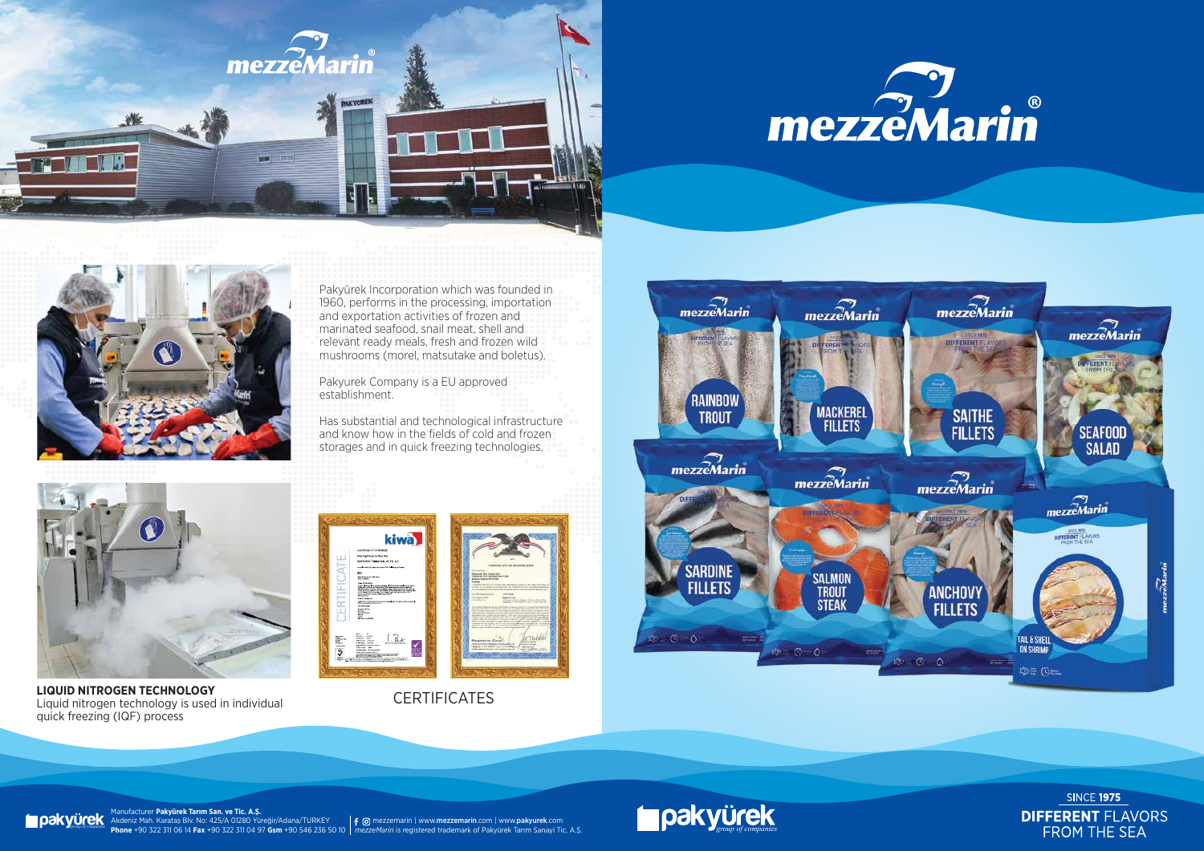# mezzeMarin®

Pakyürek Incorporation which was founded in 1960, performs in the processing, importation and exportation activities of frozen and marinated seafood, snail meat, shell and relevant ready meals, fresh and frozen wild mushrooms (morel, matsutake and boletus).

Pakyurek Company is a EU approved establishment.

Has substantial and technological infrastructure and know how in the fields of cold and frozen storages and in quick freezing technologies.

**LIQUID NITROGEN TECHNOLOGY**
Liquid nitrogen technology is used in individual quick freezing (IQF) process

CERTIFICATES

- RAINBOW TROUT
- MACKEREL FILLETS
- SAITHE FILLETS
- SEAFOOD SALAD
- SARDINE FILLETS
- SALMON TROUT STEAK
- ANCHOVY FILLETS
- TAIL & SHELL ON SHRIMP

Manufacturer **Pakyürek Tarım San. ve Tic. A.Ş.**
Akdeniz Mah. Karataş Blv. No: 425/A 01280 Yüreğir/Adana/TURKEY
**Phone** +90 322 311 06 14 **Fax** +90 322 311 04 97 **Gsm** +90 546 236 50 10

mezzemarin | www.**mezzemarin**.com | www.**pakyurek**.com
*mezzeMarin* is registered trademark of Pakyürek Tarım Sanayi Tic. A.Ş.

pakyürek *group of companies*

SINCE **1975**
**DIFFERENT** FLAVORS FROM THE SEA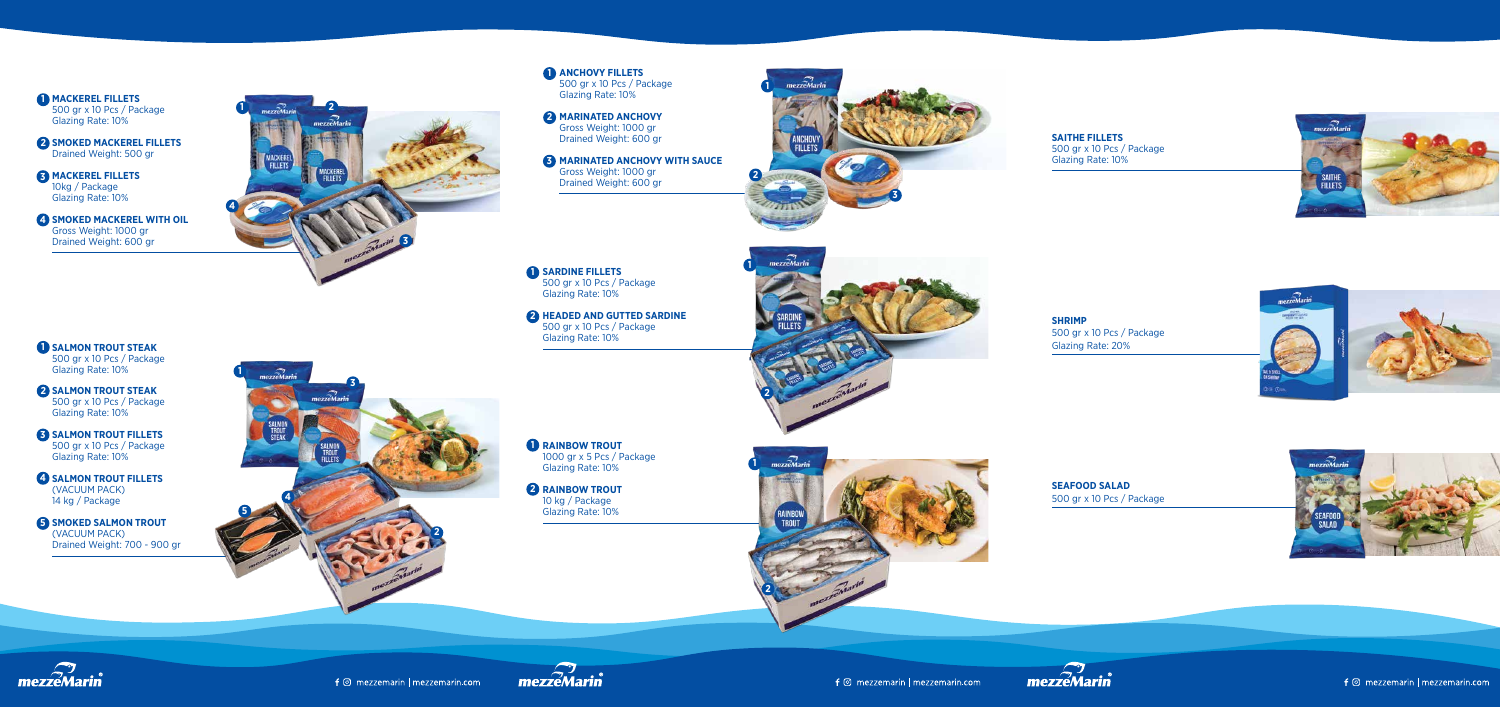**1 MACKEREL FILLETS**
500 gr x 10 Pcs / Package
Glazing Rate: 10%

**2 SMOKED MACKEREL FILLETS**
Drained Weight: 500 gr

**3 MACKEREL FILLETS**
10kg / Package
Glazing Rate: 10%

**4 SMOKED MACKEREL WITH OIL**
Gross Weight: 1000 gr
Drained Weight: 600 gr

**1 SALMON TROUT STEAK**
500 gr x 10 Pcs / Package
Glazing Rate: 10%

**2 SALMON TROUT STEAK**
500 gr x 10 Pcs / Package
Glazing Rate: 10%

**3 SALMON TROUT FILLETS**
500 gr x 10 Pcs / Package
Glazing Rate: 10%

**4 SALMON TROUT FILLETS**
(VACUUM PACK)
14 kg / Package

**5 SMOKED SALMON TROUT**
(VACUUM PACK)
Drained Weight: 700 - 900 gr

**1 ANCHOVY FILLETS**
500 gr x 10 Pcs / Package
Glazing Rate: 10%

**2 MARINATED ANCHOVY**
Gross Weight: 1000 gr
Drained Weight: 600 gr

**3 MARINATED ANCHOVY WITH SAUCE**
Gross Weight: 1000 gr
Drained Weight: 600 gr

**1 SARDINE FILLETS**
500 gr x 10 Pcs / Package
Glazing Rate: 10%

**2 HEADED AND GUTTED SARDINE**
500 gr x 10 Pcs / Package
Glazing Rate: 10%

**1 RAINBOW TROUT**
1000 gr x 5 Pcs / Package
Glazing Rate: 10%

**2 RAINBOW TROUT**
10 kg / Package
Glazing Rate: 10%

**SAITHE FILLETS**
500 gr x 10 Pcs / Package
Glazing Rate: 10%

**SHRIMP**
500 gr x 10 Pcs / Package
Glazing Rate: 20%

**SEAFOOD SALAD**
500 gr x 10 Pcs / Package

mezzeMarin

mezzemarin | mezzemarin.com